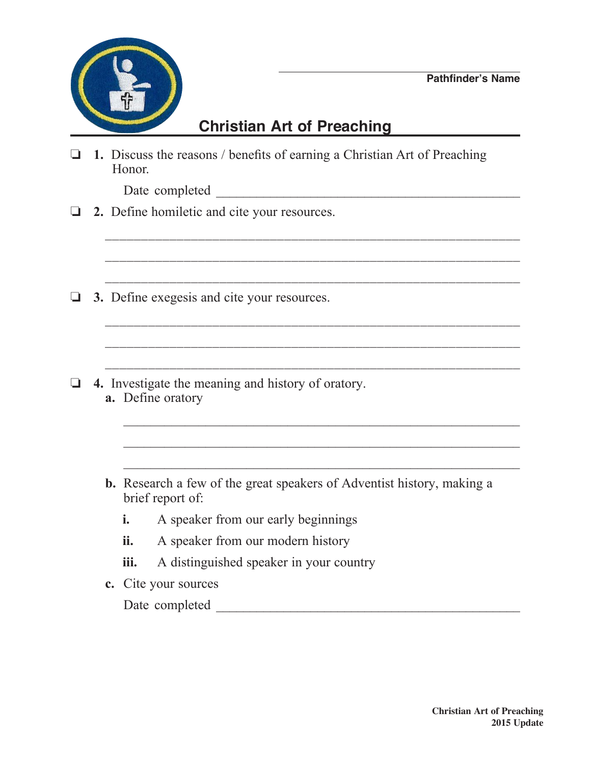_______________________________
**Pathfinder's Name**

# Christian Art of Preaching

- ❏ **1.** Discuss the reasons / benefits of earning a Christian Art of Preaching Honor.

  Date completed ____________________________________________

- ❏ **2.** Define homiletic and cite your resources.

  ______________________________________________________________

  ______________________________________________________________

  ______________________________________________________________

- ❏ **3.** Define exegesis and cite your resources.

  ______________________________________________________________

  ______________________________________________________________

  ______________________________________________________________

- ❏ **4.** Investigate the meaning and history of oratory.

  **a.** Define oratory

  ______________________________________________________________

  ______________________________________________________________

  ______________________________________________________________

  **b.** Research a few of the great speakers of Adventist history, making a brief report of:

  **i.** A speaker from our early beginnings

  **ii.** A speaker from our modern history

  **iii.** A distinguished speaker in your country

  **c.** Cite your sources

  Date completed ____________________________________________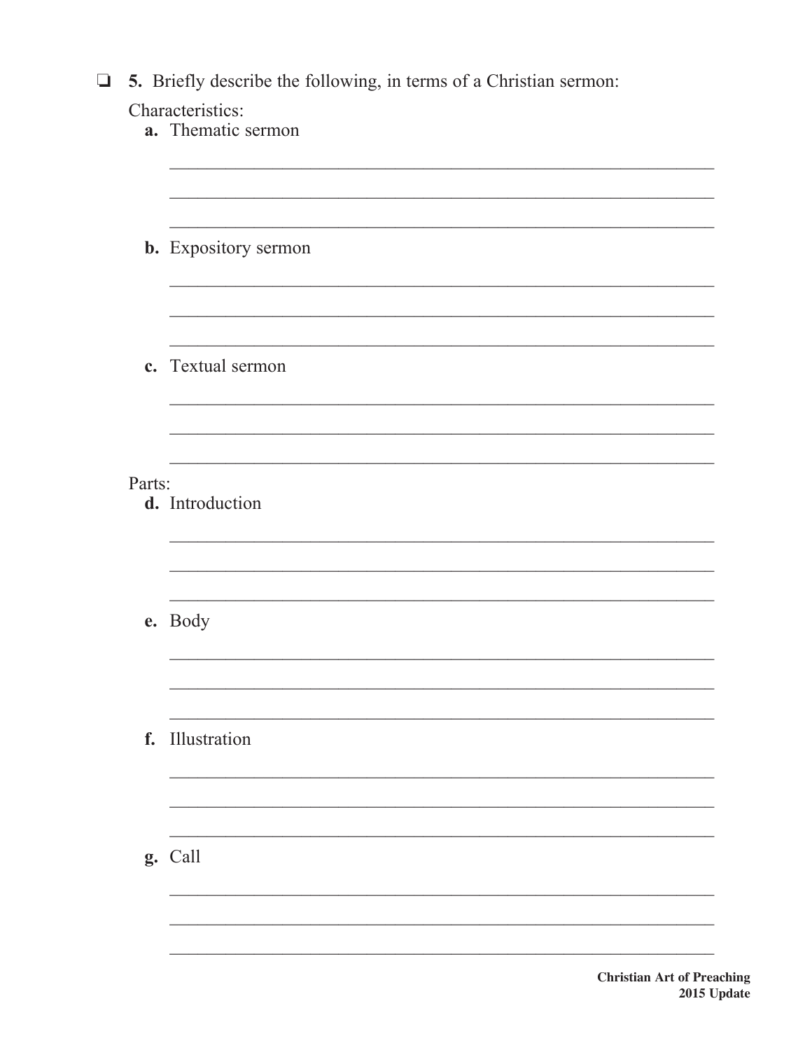❏ **5.** Briefly describe the following, in terms of a Christian sermon:

Characteristics:

**a.** Thematic sermon

______________________________________________________________

______________________________________________________________

______________________________________________________________

**b.** Expository sermon

______________________________________________________________

______________________________________________________________

______________________________________________________________

**c.** Textual sermon

______________________________________________________________

______________________________________________________________

______________________________________________________________

Parts:

**d.** Introduction

______________________________________________________________

______________________________________________________________

______________________________________________________________

**e.** Body

______________________________________________________________

______________________________________________________________

______________________________________________________________

**f.** Illustration

______________________________________________________________

______________________________________________________________

______________________________________________________________

**g.** Call

______________________________________________________________

______________________________________________________________

______________________________________________________________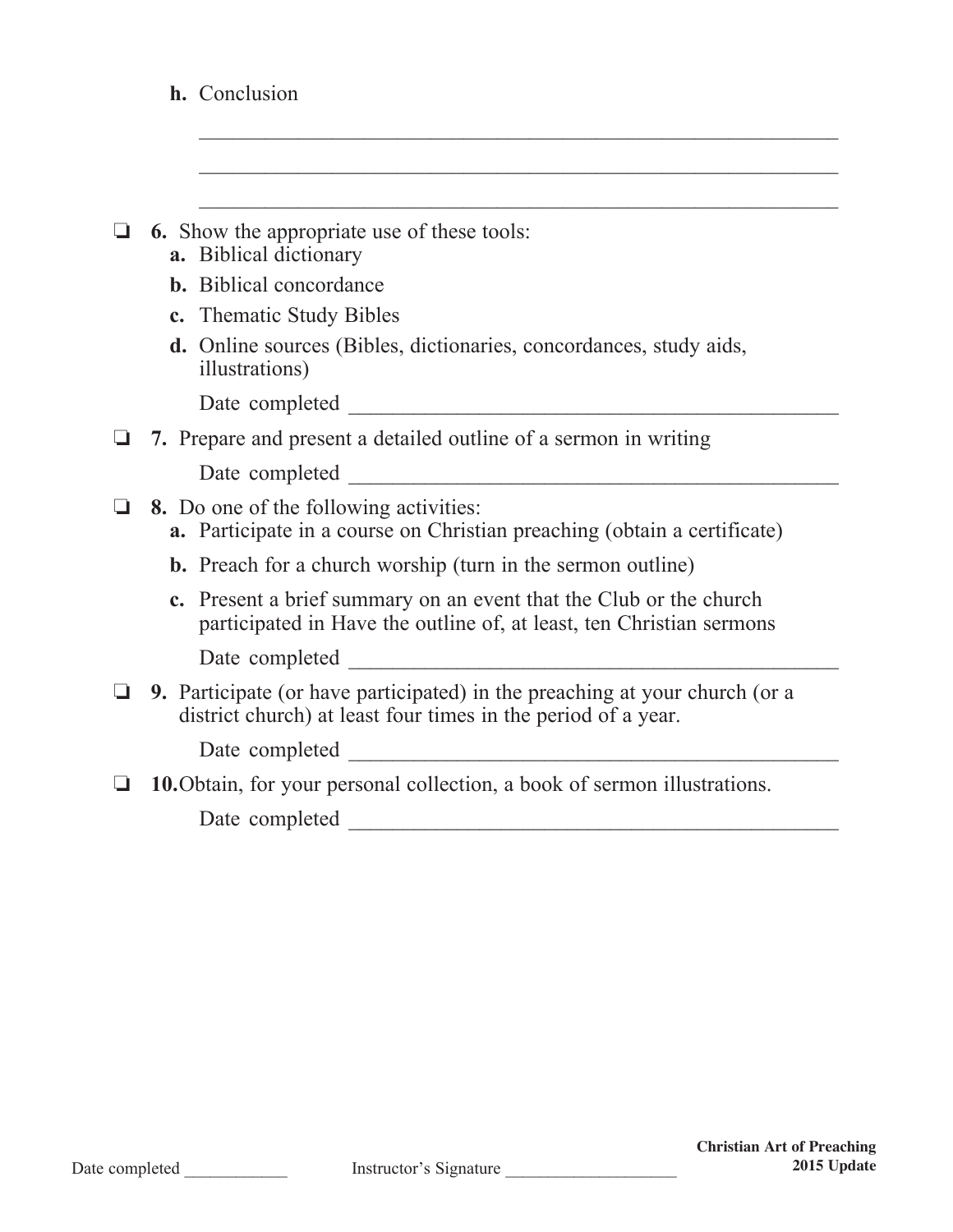**h.** Conclusion

\_\_\_\_\_\_\_\_\_\_\_\_\_\_\_\_\_\_\_\_\_\_\_\_\_\_\_\_\_\_\_\_\_\_\_\_\_\_\_\_\_\_\_\_\_\_\_\_

\_\_\_\_\_\_\_\_\_\_\_\_\_\_\_\_\_\_\_\_\_\_\_\_\_\_\_\_\_\_\_\_\_\_\_\_\_\_\_\_\_\_\_\_\_\_\_\_

\_\_\_\_\_\_\_\_\_\_\_\_\_\_\_\_\_\_\_\_\_\_\_\_\_\_\_\_\_\_\_\_\_\_\_\_\_\_\_\_\_\_\_\_\_\_\_\_

❏ **6.** Show the appropriate use of these tools:

- **a.** Biblical dictionary
- **b.** Biblical concordance
- **c.** Thematic Study Bibles
- **d.** Online sources (Bibles, dictionaries, concordances, study aids, illustrations)

Date completed \_\_\_\_\_\_\_\_\_\_\_\_\_\_\_\_\_\_\_\_\_\_\_\_\_\_\_\_\_\_\_\_\_\_\_\_\_\_\_\_

❏ **7.** Prepare and present a detailed outline of a sermon in writing

Date completed \_\_\_\_\_\_\_\_\_\_\_\_\_\_\_\_\_\_\_\_\_\_\_\_\_\_\_\_\_\_\_\_\_\_\_\_\_\_\_\_

❏ **8.** Do one of the following activities:

- **a.** Participate in a course on Christian preaching (obtain a certificate)
- **b.** Preach for a church worship (turn in the sermon outline)
- **c.** Present a brief summary on an event that the Club or the church participated in Have the outline of, at least, ten Christian sermons

Date completed \_\_\_\_\_\_\_\_\_\_\_\_\_\_\_\_\_\_\_\_\_\_\_\_\_\_\_\_\_\_\_\_\_\_\_\_\_\_\_\_

❏ **9.** Participate (or have participated) in the preaching at your church (or a district church) at least four times in the period of a year.

Date completed \_\_\_\_\_\_\_\_\_\_\_\_\_\_\_\_\_\_\_\_\_\_\_\_\_\_\_\_\_\_\_\_\_\_\_\_\_\_\_\_

❏ **10.** Obtain, for your personal collection, a book of sermon illustrations.

Date completed \_\_\_\_\_\_\_\_\_\_\_\_\_\_\_\_\_\_\_\_\_\_\_\_\_\_\_\_\_\_\_\_\_\_\_\_\_\_\_\_

Date completed \_\_\_\_\_\_\_\_\_\_\_\_ Instructor's Signature \_\_\_\_\_\_\_\_\_\_\_\_\_\_\_\_\_\_\_\_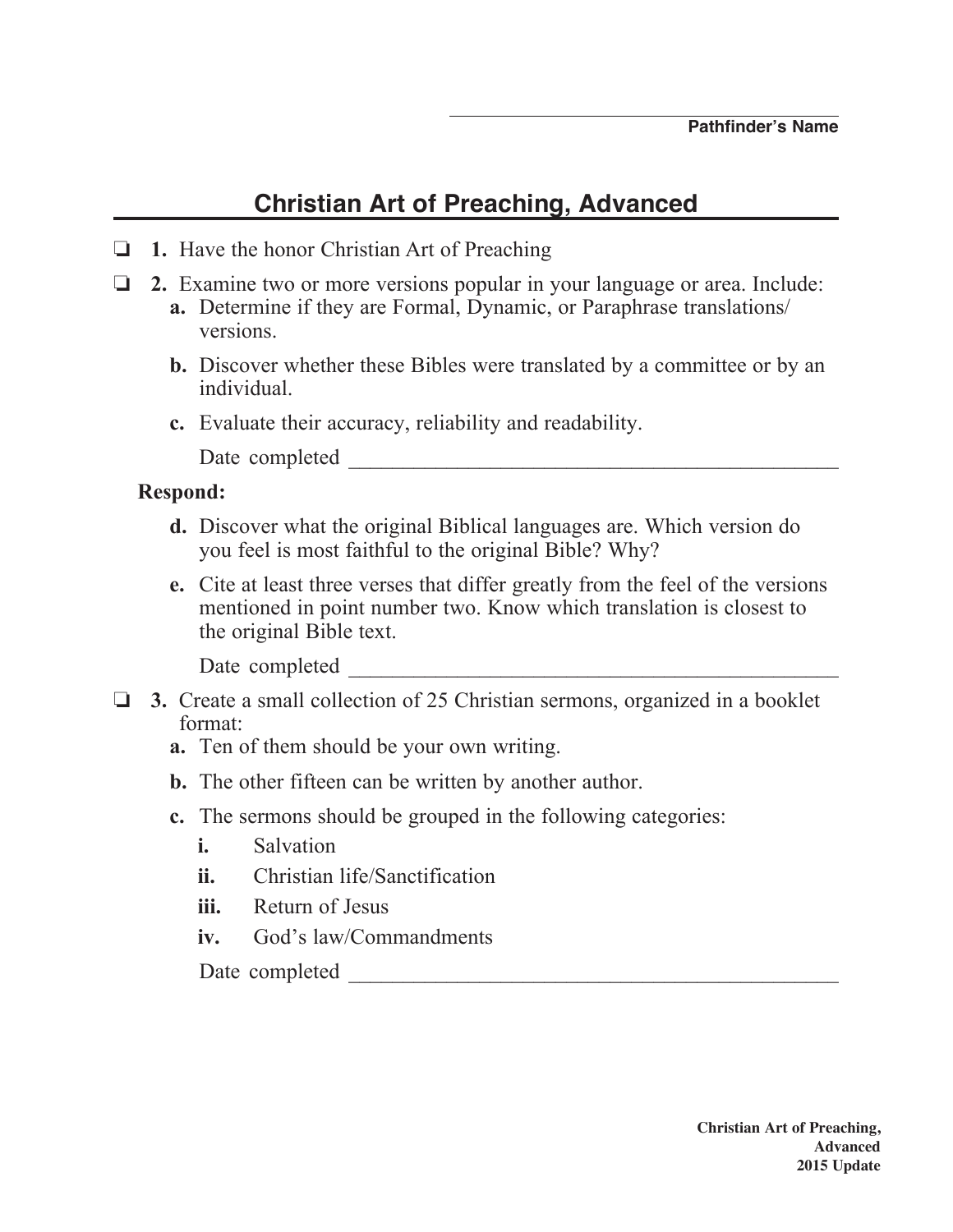______________________________
**Pathfinder's Name**

# Christian Art of Preaching, Advanced

- ❑ **1.** Have the honor Christian Art of Preaching
- ❑ **2.** Examine two or more versions popular in your language or area. Include:
  - **a.** Determine if they are Formal, Dynamic, or Paraphrase translations/ versions.
  - **b.** Discover whether these Bibles were translated by a committee or by an individual.
  - **c.** Evaluate their accuracy, reliability and readability.

    Date completed ______________________________________________

  **Respond:**

  - **d.** Discover what the original Biblical languages are. Which version do you feel is most faithful to the original Bible? Why?
  - **e.** Cite at least three verses that differ greatly from the feel of the versions mentioned in point number two. Know which translation is closest to the original Bible text.

    Date completed ______________________________________________

- ❑ **3.** Create a small collection of 25 Christian sermons, organized in a booklet format:
  - **a.** Ten of them should be your own writing.
  - **b.** The other fifteen can be written by another author.
  - **c.** The sermons should be grouped in the following categories:
    - **i.** Salvation
    - **ii.** Christian life/Sanctification
    - **iii.** Return of Jesus
    - **iv.** God's law/Commandments

    Date completed ______________________________________________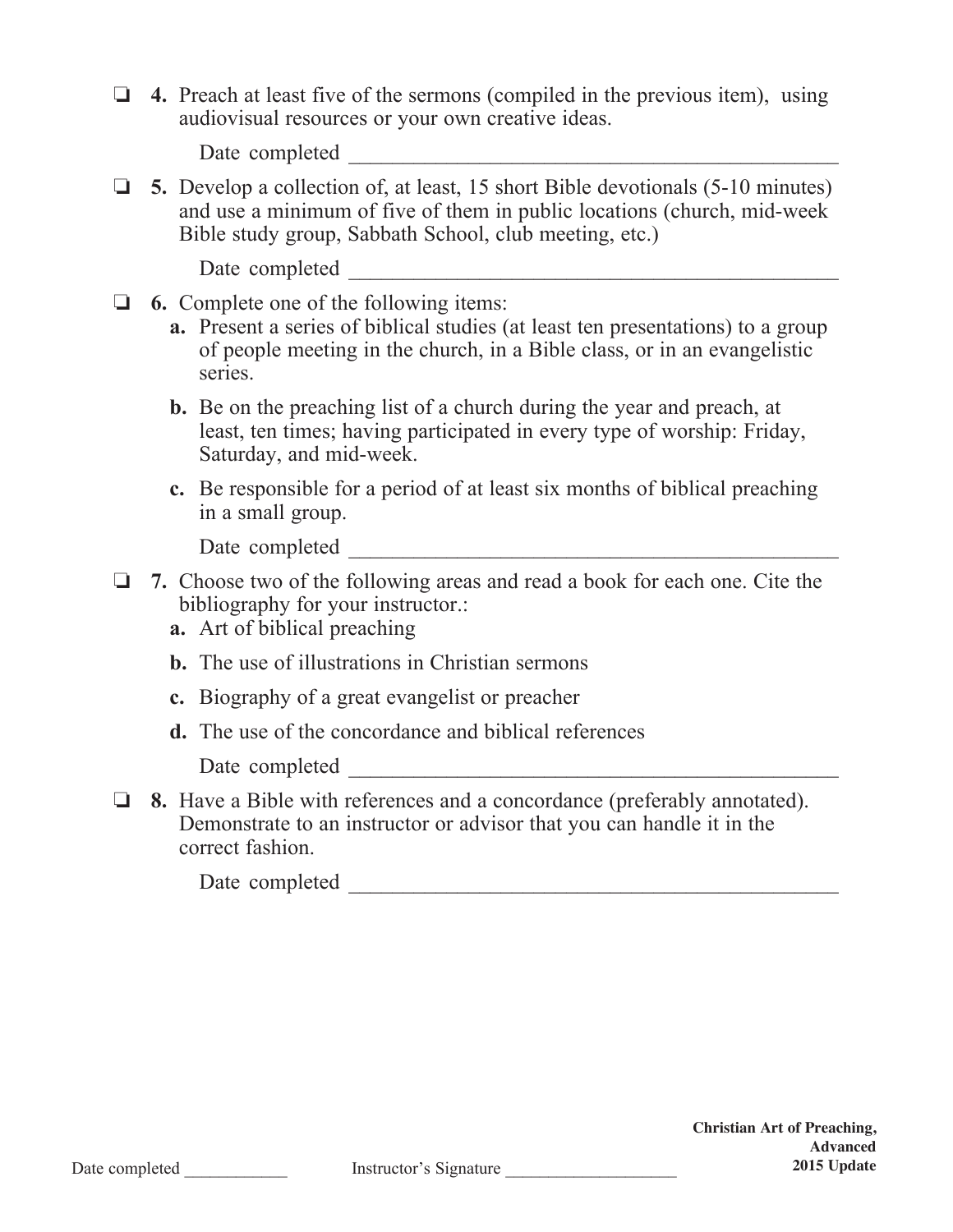- ❏ **4.** Preach at least five of the sermons (compiled in the previous item), using audiovisual resources or your own creative ideas.

  Date completed ______________________________________________

- ❏ **5.** Develop a collection of, at least, 15 short Bible devotionals (5-10 minutes) and use a minimum of five of them in public locations (church, mid-week Bible study group, Sabbath School, club meeting, etc.)

  Date completed ______________________________________________

- ❏ **6.** Complete one of the following items:
  - **a.** Present a series of biblical studies (at least ten presentations) to a group of people meeting in the church, in a Bible class, or in an evangelistic series.
  - **b.** Be on the preaching list of a church during the year and preach, at least, ten times; having participated in every type of worship: Friday, Saturday, and mid-week.
  - **c.** Be responsible for a period of at least six months of biblical preaching in a small group.

  Date completed ______________________________________________

- ❏ **7.** Choose two of the following areas and read a book for each one. Cite the bibliography for your instructor.:
  - **a.** Art of biblical preaching
  - **b.** The use of illustrations in Christian sermons
  - **c.** Biography of a great evangelist or preacher
  - **d.** The use of the concordance and biblical references

  Date completed ______________________________________________

- ❏ **8.** Have a Bible with references and a concordance (preferably annotated). Demonstrate to an instructor or advisor that you can handle it in the correct fashion.

  Date completed ______________________________________________

Date completed ____________ Instructor's Signature ___________________